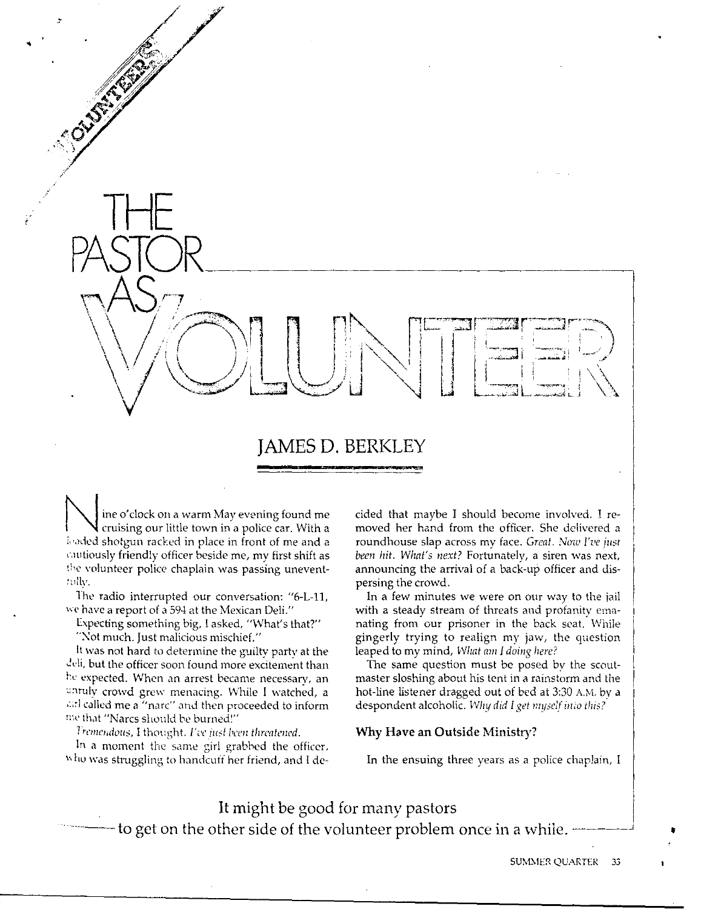VOLUNTEERS

# THE PASTOR AS VOLUNTEER

## JAMES D. BERKLEY

Nine o'clock on a warm May evening found me cruising our little town in a police car. With a loaded shotgun racked in place in front of me and a cautiously friendly officer beside me, my first shift as the volunteer police chaplain was passing uneventfully.

The radio interrupted our conversation: "6-L-11, we have a report of a 594 at the Mexican Deli."

Expecting something big, I asked, "What's that?"

"Not much. Just malicious mischief."

It was not hard to determine the guilty party at the deli, but the officer soon found more excitement than he expected. When an arrest became necessary, an unruly crowd grew menacing. While I watched, a girl called me a "narc" and then proceeded to inform me that "Narcs should be burned!"

*Tremendous,* I thought. *I've just been threatened.*

In a moment the same girl grabbed the officer, who was struggling to handcuff her friend, and I decided that maybe I should become involved. I removed her hand from the officer. She delivered a roundhouse slap across my face. *Great. Now I've just been hit. What's next?* Fortunately, a siren was next, announcing the arrival of a back-up officer and dispersing the crowd.

In a few minutes we were on our way to the jail with a steady stream of threats and profanity emanating from our prisoner in the back seat. While gingerly trying to realign my jaw, the question leaped to my mind, *What am I doing here?*

The same question must be posed by the scoutmaster sloshing about his tent in a rainstorm and the hot-line listener dragged out of bed at 3:30 A.M. by a despondent alcoholic. *Why did I get myself into this?*

### Why Have an Outside Ministry?

In the ensuing three years as a police chaplain, I

It might be good for many pastors to get on the other side of the volunteer problem once in a while.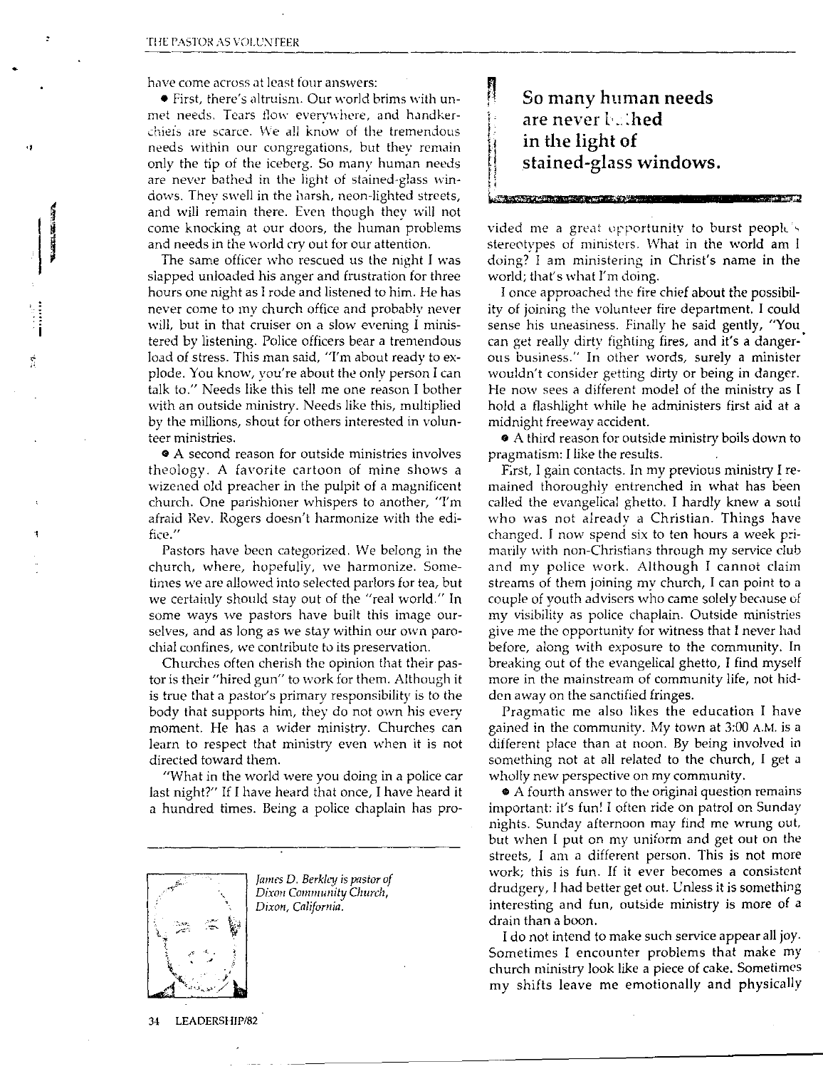have come across at least four answers:

• First, there's altruism. Our world brims with unmet needs. Tears flow everywhere, and handkerchiefs are scarce. We all know of the tremendous needs within our congregations, but they remain only the tip of the iceberg. So many human needs are never bathed in the light of stained-glass windows. They swell in the harsh, neon-lighted streets, and will remain there. Even though they will not come knocking at our doors, the human problems and needs in the world cry out for our attention.

The same officer who rescued us the night I was slapped unloaded his anger and frustration for three hours one night as I rode and listened to him. He has never come to my church office and probably never will, but in that cruiser on a slow evening I ministered by listening. Police officers bear a tremendous load of stress. This man said, "I'm about ready to explode. You know, you're about the only person I can talk to." Needs like this tell me one reason I bother with an outside ministry. Needs like this, multiplied by the millions, shout for others interested in volunteer ministries.

• A second reason for outside ministries involves theology. A favorite cartoon of mine shows a wizened old preacher in the pulpit of a magnificent church. One parishioner whispers to another, "I'm afraid Rev. Rogers doesn't harmonize with the edifice."

Pastors have been categorized. We belong in the church, where, hopefully, we harmonize. Sometimes we are allowed into selected parlors for tea, but we certainly should stay out of the "real world." In some ways we pastors have built this image ourselves, and as long as we stay within our own parochial confines, we contribute to its preservation.

Churches often cherish the opinion that their pastor is their "hired gun" to work for them. Although it is true that a pastor's primary responsibility is to the body that supports him, they do not own his every moment. He has a wider ministry. Churches can learn to respect that ministry even when it is not directed toward them.

"What in the world were you doing in a police car last night?" If I have heard that once, I have heard it a hundred times. Being a police chaplain has provided me a great opportunity to burst people's stereotypes of ministers. What in the world am I doing? I am ministering in Christ's name in the world; that's what I'm doing.

> **So many human needs are never bathed in the light of stained-glass windows.**

I once approached the fire chief about the possibility of joining the volunteer fire department. I could sense his uneasiness. Finally he said gently, "You can get really dirty fighting fires, and it's a dangerous business." In other words, surely a minister wouldn't consider getting dirty or being in danger. He now sees a different model of the ministry as I hold a flashlight while he administers first aid at a midnight freeway accident.

• A third reason for outside ministry boils down to pragmatism: I like the results.

First, I gain contacts. In my previous ministry I remained thoroughly entrenched in what has been called the evangelical ghetto. I hardly knew a soul who was not already a Christian. Things have changed. I now spend six to ten hours a week primarily with non-Christians through my service club and my police work. Although I cannot claim streams of them joining my church, I can point to a couple of youth advisers who came solely because of my visibility as police chaplain. Outside ministries give me the opportunity for witness that I never had before, along with exposure to the community. In breaking out of the evangelical ghetto, I find myself more in the mainstream of community life, not hidden away on the sanctified fringes.

Pragmatic me also likes the education I have gained in the community. My town at 3:00 A.M. is a different place than at noon. By being involved in something not at all related to the church, I get a wholly new perspective on my community.

• A fourth answer to the original question remains important: it's fun! I often ride on patrol on Sunday nights. Sunday afternoon may find me wrung out, but when I put on my uniform and get out on the streets, I am a different person. This is not more work; this is fun. If it ever becomes a consistent drudgery, I had better get out. Unless it is something interesting and fun, outside ministry is more of a drain than a boon.

I do not intend to make such service appear all joy. Sometimes I encounter problems that make my church ministry look like a piece of cake. Sometimes my shifts leave me emotionally and physically

*James D. Berkley is pastor of Dixon Community Church, Dixon, California.*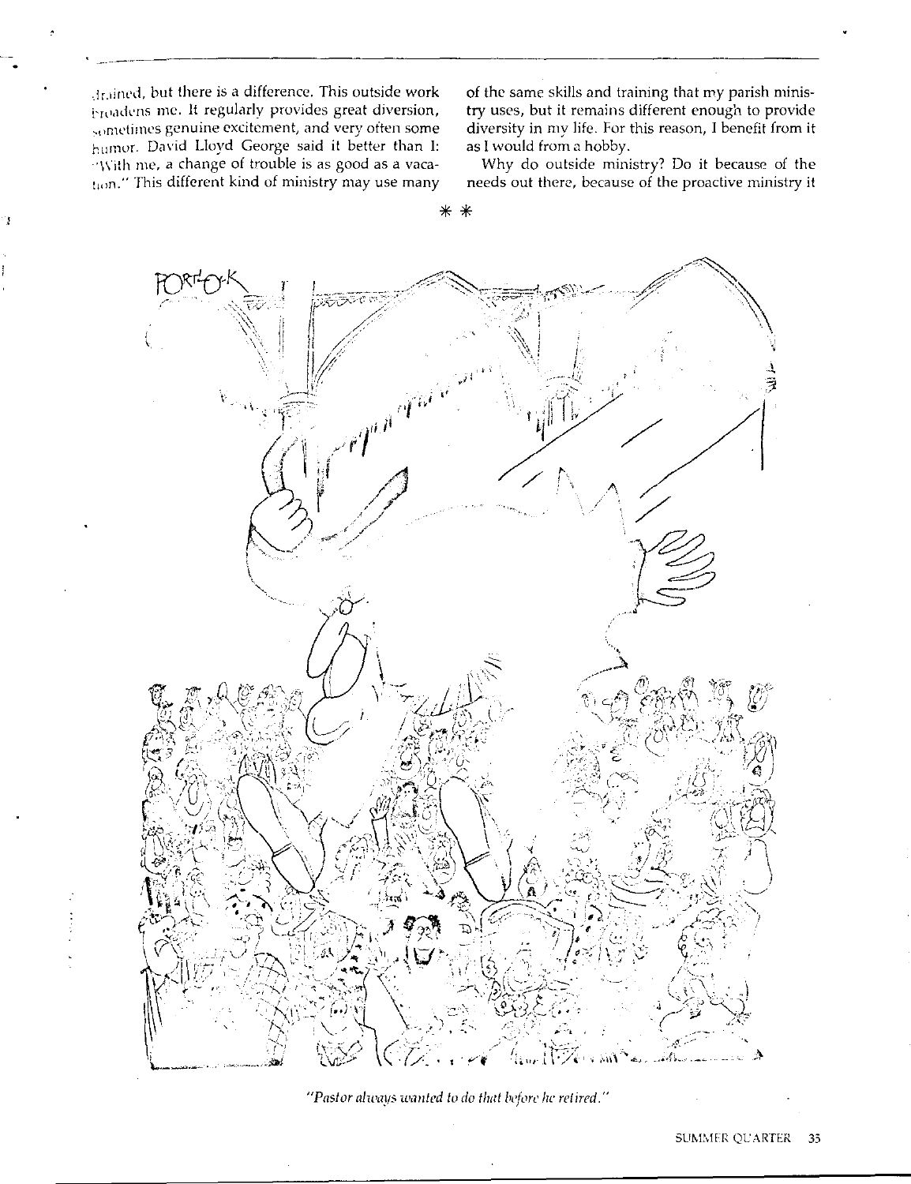drained, but there is a difference. This outside work broadens me. It regularly provides great diversion, sometimes genuine excitement, and very often some humor. David Lloyd George said it better than I: "With me, a change of trouble is as good as a vacation." This different kind of ministry may use many of the same skills and training that my parish ministry uses, but it remains different enough to provide diversity in my life. For this reason, I benefit from it as I would from a hobby.

Why do outside ministry? Do it because of the needs out there, because of the proactive ministry it

\* \*

*"Pastor always wanted to do that before he retired."*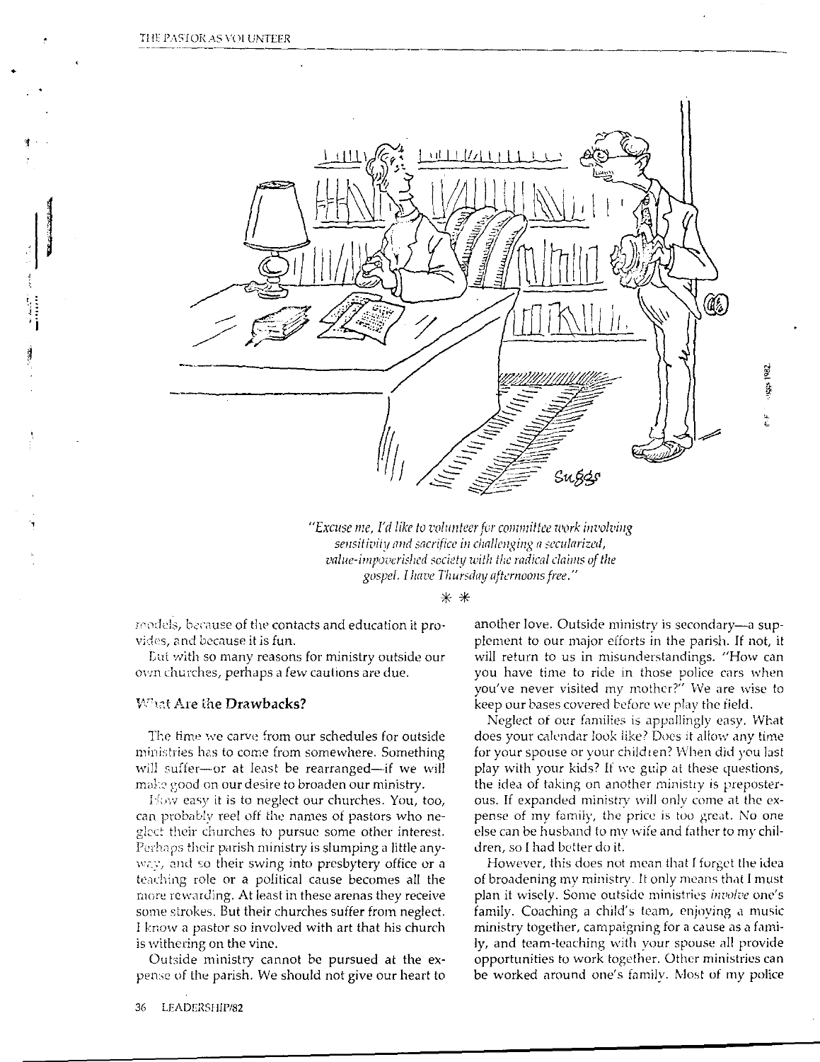*"Excuse me, I'd like to volunteer for committee work involving sensitivity and sacrifice in challenging a secularized, value-impoverished society with the radical claims of the gospel. I have Thursday afternoons free."*

\* \*

models, because of the contacts and education it provides, and because it is fun.

But with so many reasons for ministry outside our own churches, perhaps a few cautions are due.

## What Are the Drawbacks?

The time we carve from our schedules for outside ministries has to come from somewhere. Something will suffer—or at least be rearranged—if we will make good on our desire to broaden our ministry.

How easy it is to neglect our churches. You, too, can probably reel off the names of pastors who neglect their churches to pursue some other interest. Perhaps their parish ministry is slumping a little anyway, and so their swing into presbytery office or a teaching role or a political cause becomes all the more rewarding. At least in these arenas they receive some strokes. But their churches suffer from neglect. I know a pastor so involved with art that his church is withering on the vine.

Outside ministry cannot be pursued at the expense of the parish. We should not give our heart to another love. Outside ministry is secondary—a supplement to our major efforts in the parish. If not, it will return to us in misunderstandings. "How can you have time to ride in those police cars when you've never visited my mother?" We are wise to keep our bases covered before we play the field.

Neglect of our families is appallingly easy. What does your calendar look like? Does it allow any time for your spouse or your children? When did you last play with your kids? If we gulp at these questions, the idea of taking on another ministry is preposterous. If expanded ministry will only come at the expense of my family, the price is too great. No one else can be husband to my wife and father to my children, so I had better do it.

However, this does not mean that I forget the idea of broadening my ministry. It only means that I must plan it wisely. Some outside ministries *involve* one's family. Coaching a child's team, enjoying a music ministry together, campaigning for a cause as a family, and team-teaching with your spouse all provide opportunities to work together. Other ministries can be worked around one's family. Most of my police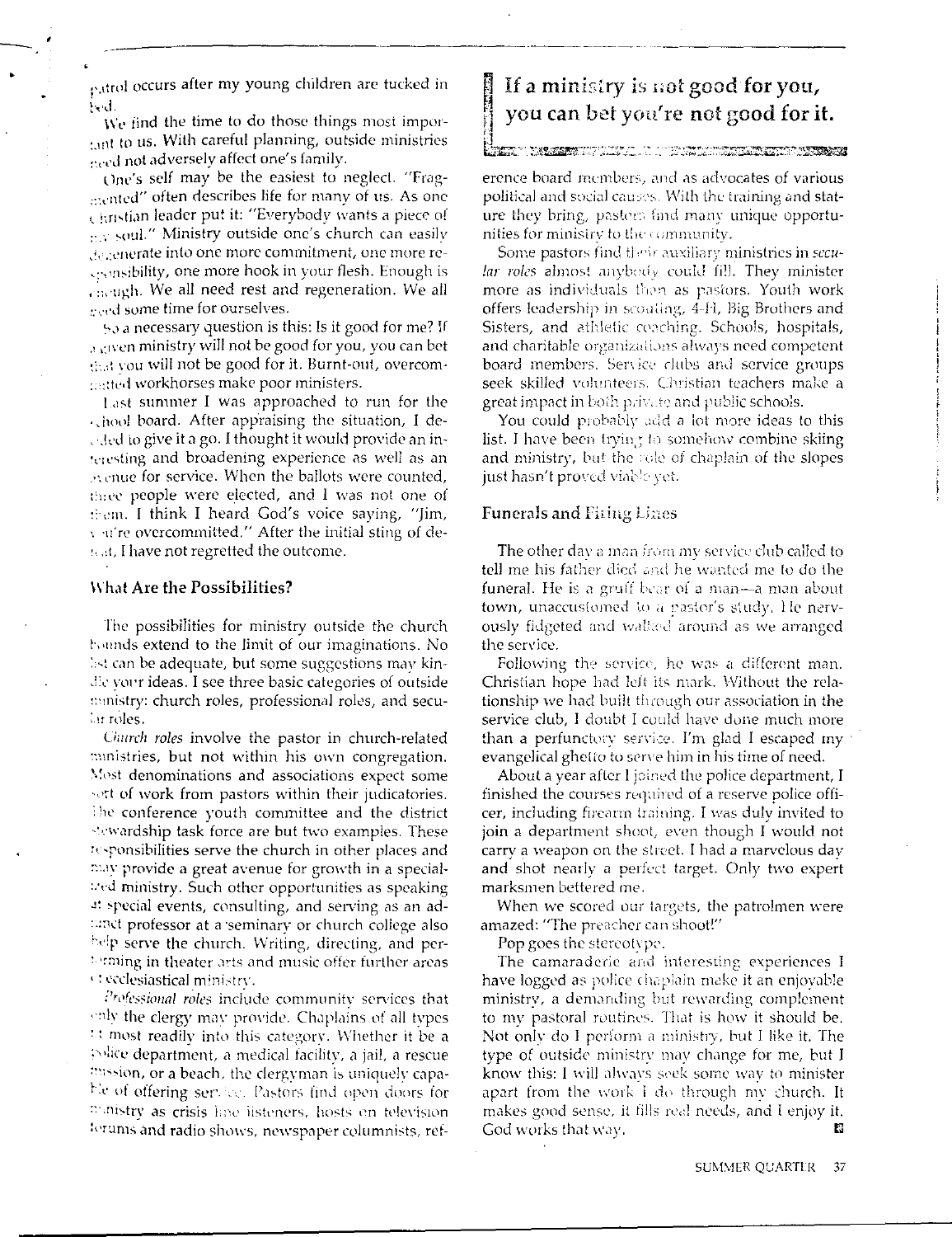patrol occurs after my young children are tucked in bed.

We find the time to do those things most important to us. With careful planning, outside ministries need not adversely affect one's family.

One's self may be the easiest to neglect. "Fragmented" often describes life for many of us. As one Christian leader put it: "Everybody wants a piece of my soul." Ministry outside one's church can easily degenerate into one more commitment, one more responsibility, one more hook in your flesh. Enough is enough. We all need rest and regeneration. We all need some time for ourselves.

So a necessary question is this: Is it good for me? If a given ministry will not be good for you, you can bet that you will not be good for it. Burnt-out, overcommitted workhorses make poor ministers.

Last summer I was approached to run for the school board. After appraising the situation, I decided to give it a go. I thought it would provide an interesting and broadening experience as well as an avenue for service. When the ballots were counted, three people were elected, and I was not one of them. I think I heard God's voice saying, "Jim, you're overcommitted." After the initial sting of defeat, I have not regretted the outcome.

## What Are the Possibilities?

The possibilities for ministry outside the church bounds extend to the limit of our imaginations. No list can be adequate, but some suggestions may kindle your ideas. I see three basic categories of outside ministry: church roles, professional roles, and secular roles.

*Church roles* involve the pastor in church-related ministries, but not within his own congregation. Most denominations and associations expect some sort of work from pastors within their judicatories. The conference youth committee and the district stewardship task force are but two examples. These responsibilities serve the church in other places and may provide a great avenue for growth in a specialized ministry. Such other opportunities as speaking at special events, consulting, and serving as an adjunct professor at a seminary or church college also help serve the church. Writing, directing, and performing in theater arts and music offer further areas of ecclesiastical ministry.

*Professional roles* include community services that only the clergy may provide. Chaplains of all types fit most readily into this category. Whether it be a police department, a medical facility, a jail, a rescue mission, or a beach, the clergyman is uniquely capable of offering service. Pastors find open doors for ministry as crisis line listeners, hosts on television forums and radio shows, newspaper columnists, reference board members, and as advocates of various political and social causes. With the training and stature they bring, pastors find many unique opportunities for ministry to the community.

> **If a ministry is not good for you, you can bet you're not good for it.**

Some pastors find their auxiliary ministries in *secular roles* almost anybody could fill. They minister more as individuals than as pastors. Youth work offers leadership in scouting, 4-H, Big Brothers and Sisters, and athletic coaching. Schools, hospitals, and charitable organizations always need competent board members. Service clubs and service groups seek skilled volunteers. Christian teachers make a great impact in both private and public schools.

You could probably add a lot more ideas to this list. I have been trying to somehow combine skiing and ministry, but the role of chaplain of the slopes just hasn't proved viable yet.

## Funerals and Firing Lines

The other day a man from my service club called to tell me his father died and he wanted me to do the funeral. He is a gruff bear of a man—a man about town, unaccustomed to a pastor's study. He nervously fidgeted and walked around as we arranged the service.

Following the service, he was a different man. Christian hope had left its mark. Without the relationship we had built through our association in the service club, I doubt I could have done much more than a perfunctory service. I'm glad I escaped my evangelical ghetto to serve him in his time of need.

About a year after I joined the police department, I finished the courses required of a reserve police officer, including firearm training. I was duly invited to join a department shoot, even though I would not carry a weapon on the street. I had a marvelous day and shot nearly a perfect target. Only two expert marksmen bettered me.

When we scored our targets, the patrolmen were amazed: "The preacher can shoot!"

Pop goes the stereotype.

The camaraderie and interesting experiences I have logged as police chaplain make it an enjoyable ministry, a demanding but rewarding complement to my pastoral routines. That is how it should be. Not only do I perform a ministry, but I like it. The type of outside ministry may change for me, but I know this: I will always seek some way to minister apart from the work I do through my church. It makes good sense, it fills real needs, and I enjoy it. God works that way.